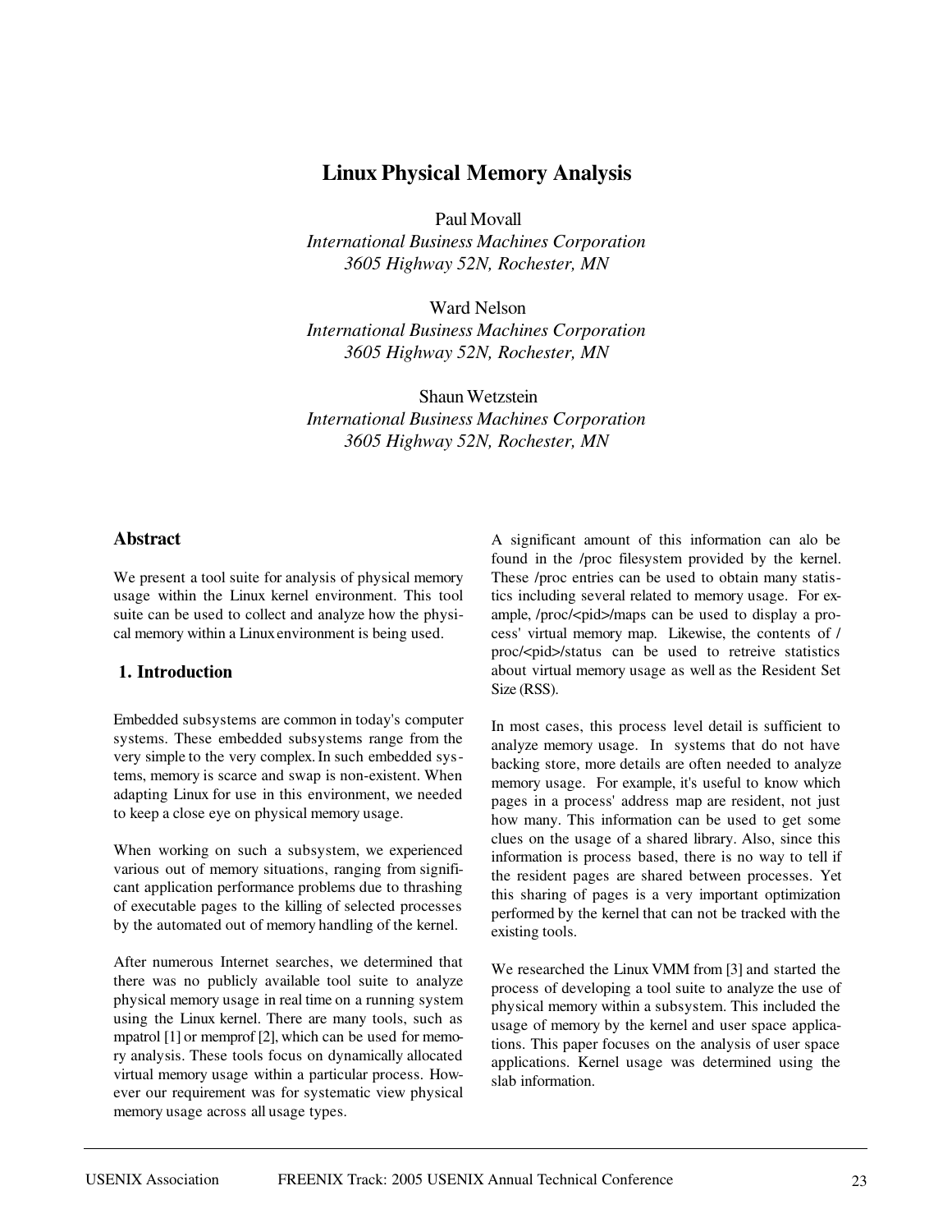# Linux Physical Memory Analysis

Paul Movall
*International Business Machines Corporation*
*3605 Highway 52N, Rochester, MN*

Ward Nelson
*International Business Machines Corporation*
*3605 Highway 52N, Rochester, MN*

Shaun Wetzstein
*International Business Machines Corporation*
*3605 Highway 52N, Rochester, MN*

## Abstract

We present a tool suite for analysis of physical memory usage within the Linux kernel environment. This tool suite can be used to collect and analyze how the physical memory within a Linux environment is being used.

## 1. Introduction

Embedded subsystems are common in today's computer systems. These embedded subsystems range from the very simple to the very complex. In such embedded systems, memory is scarce and swap is non-existent. When adapting Linux for use in this environment, we needed to keep a close eye on physical memory usage.

When working on such a subsystem, we experienced various out of memory situations, ranging from significant application performance problems due to thrashing of executable pages to the killing of selected processes by the automated out of memory handling of the kernel.

After numerous Internet searches, we determined that there was no publicly available tool suite to analyze physical memory usage in real time on a running system using the Linux kernel. There are many tools, such as mpatrol [1] or memprof [2], which can be used for memory analysis. These tools focus on dynamically allocated virtual memory usage within a particular process. However our requirement was for systematic view physical memory usage across all usage types.

A significant amount of this information can alo be found in the /proc filesystem provided by the kernel. These /proc entries can be used to obtain many statistics including several related to memory usage. For example, /proc/<pid>/maps can be used to display a process' virtual memory map. Likewise, the contents of /proc/<pid>/status can be used to retreive statistics about virtual memory usage as well as the Resident Set Size (RSS).

In most cases, this process level detail is sufficient to analyze memory usage. In systems that do not have backing store, more details are often needed to analyze memory usage. For example, it's useful to know which pages in a process' address map are resident, not just how many. This information can be used to get some clues on the usage of a shared library. Also, since this information is process based, there is no way to tell if the resident pages are shared between processes. Yet this sharing of pages is a very important optimization performed by the kernel that can not be tracked with the existing tools.

We researched the Linux VMM from [3] and started the process of developing a tool suite to analyze the use of physical memory within a subsystem. This included the usage of memory by the kernel and user space applications. This paper focuses on the analysis of user space applications. Kernel usage was determined using the slab information.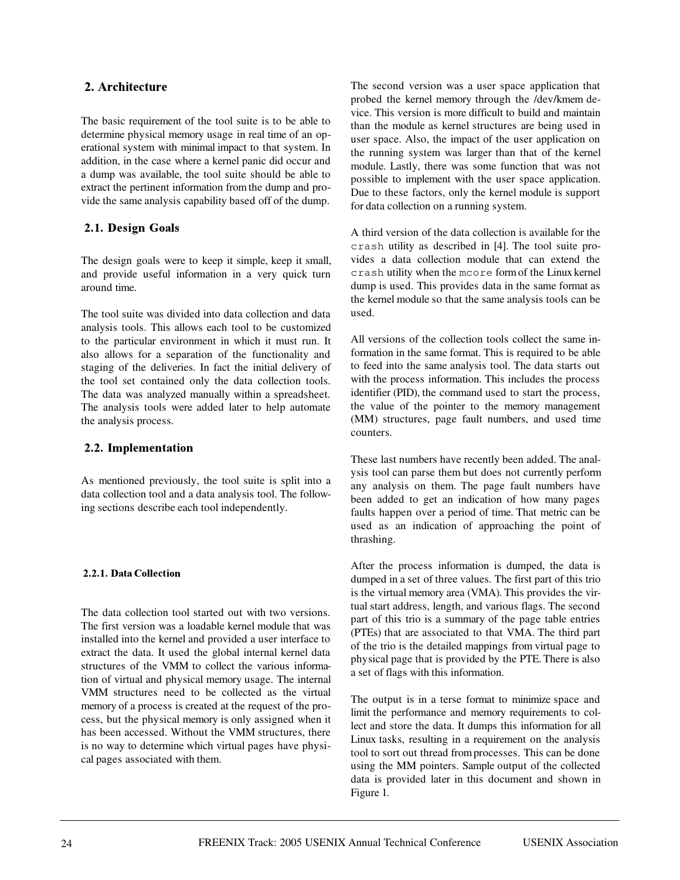## 2. Architecture

The basic requirement of the tool suite is to be able to determine physical memory usage in real time of an operational system with minimal impact to that system. In addition, in the case where a kernel panic did occur and a dump was available, the tool suite should be able to extract the pertinent information from the dump and provide the same analysis capability based off of the dump.

### 2.1. Design Goals

The design goals were to keep it simple, keep it small, and provide useful information in a very quick turn around time.

The tool suite was divided into data collection and data analysis tools. This allows each tool to be customized to the particular environment in which it must run. It also allows for a separation of the functionality and staging of the deliveries. In fact the initial delivery of the tool set contained only the data collection tools. The data was analyzed manually within a spreadsheet. The analysis tools were added later to help automate the analysis process.

### 2.2. Implementation

As mentioned previously, the tool suite is split into a data collection tool and a data analysis tool. The following sections describe each tool independently.

#### 2.2.1. Data Collection

The data collection tool started out with two versions. The first version was a loadable kernel module that was installed into the kernel and provided a user interface to extract the data. It used the global internal kernel data structures of the VMM to collect the various information of virtual and physical memory usage. The internal VMM structures need to be collected as the virtual memory of a process is created at the request of the process, but the physical memory is only assigned when it has been accessed. Without the VMM structures, there is no way to determine which virtual pages have physical pages associated with them.

The second version was a user space application that probed the kernel memory through the /dev/kmem device. This version is more difficult to build and maintain than the module as kernel structures are being used in user space. Also, the impact of the user application on the running system was larger than that of the kernel module. Lastly, there was some function that was not possible to implement with the user space application. Due to these factors, only the kernel module is support for data collection on a running system.

A third version of the data collection is available for the `crash` utility as described in [4]. The tool suite provides a data collection module that can extend the `crash` utility when the `mcore` form of the Linux kernel dump is used. This provides data in the same format as the kernel module so that the same analysis tools can be used.

All versions of the collection tools collect the same information in the same format. This is required to be able to feed into the same analysis tool. The data starts out with the process information. This includes the process identifier (PID), the command used to start the process, the value of the pointer to the memory management (MM) structures, page fault numbers, and used time counters.

These last numbers have recently been added. The analysis tool can parse them but does not currently perform any analysis on them. The page fault numbers have been added to get an indication of how many pages faults happen over a period of time. That metric can be used as an indication of approaching the point of thrashing.

After the process information is dumped, the data is dumped in a set of three values. The first part of this trio is the virtual memory area (VMA). This provides the virtual start address, length, and various flags. The second part of this trio is a summary of the page table entries (PTEs) that are associated to that VMA. The third part of the trio is the detailed mappings from virtual page to physical page that is provided by the PTE. There is also a set of flags with this information.

The output is in a terse format to minimize space and limit the performance and memory requirements to collect and store the data. It dumps this information for all Linux tasks, resulting in a requirement on the analysis tool to sort out thread from processes. This can be done using the MM pointers. Sample output of the collected data is provided later in this document and shown in Figure 1.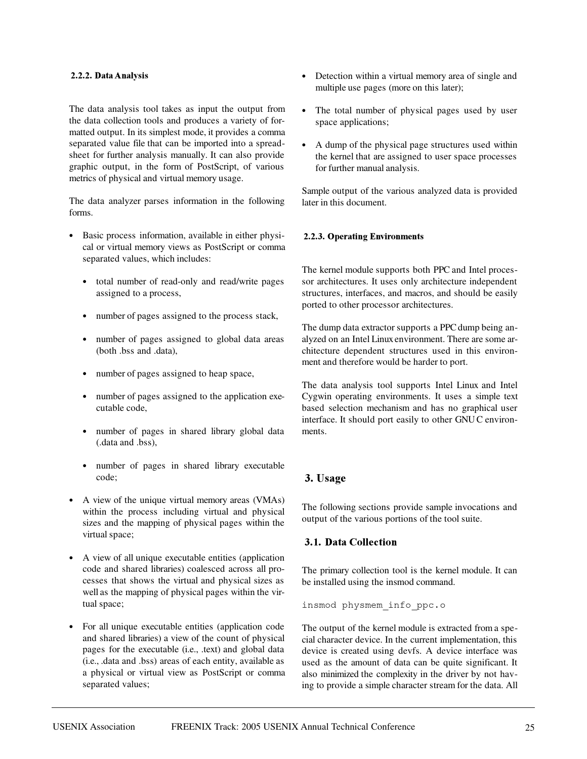#### 2.2.2. Data Analysis

The data analysis tool takes as input the output from the data collection tools and produces a variety of formatted output. In its simplest mode, it provides a comma separated value file that can be imported into a spreadsheet for further analysis manually. It can also provide graphic output, in the form of PostScript, of various metrics of physical and virtual memory usage.

The data analyzer parses information in the following forms.

- Basic process information, available in either physical or virtual memory views as PostScript or comma separated values, which includes:
  - total number of read-only and read/write pages assigned to a process,
  - number of pages assigned to the process stack,
  - number of pages assigned to global data areas (both .bss and .data),
  - number of pages assigned to heap space,
  - number of pages assigned to the application executable code,
  - number of pages in shared library global data (.data and .bss),
  - number of pages in shared library executable code;
- A view of the unique virtual memory areas (VMAs) within the process including virtual and physical sizes and the mapping of physical pages within the virtual space;
- A view of all unique executable entities (application code and shared libraries) coalesced across all processes that shows the virtual and physical sizes as well as the mapping of physical pages within the virtual space;
- For all unique executable entities (application code and shared libraries) a view of the count of physical pages for the executable (i.e., .text) and global data (i.e., .data and .bss) areas of each entity, available as a physical or virtual view as PostScript or comma separated values;
- Detection within a virtual memory area of single and multiple use pages (more on this later);
- The total number of physical pages used by user space applications;
- A dump of the physical page structures used within the kernel that are assigned to user space processes for further manual analysis.

Sample output of the various analyzed data is provided later in this document.

#### 2.2.3. Operating Environments

The kernel module supports both PPC and Intel processor architectures. It uses only architecture independent structures, interfaces, and macros, and should be easily ported to other processor architectures.

The dump data extractor supports a PPC dump being analyzed on an Intel Linux environment. There are some architecture dependent structures used in this environment and therefore would be harder to port.

The data analysis tool supports Intel Linux and Intel Cygwin operating environments. It uses a simple text based selection mechanism and has no graphical user interface. It should port easily to other GNU C environments.

## 3. Usage

The following sections provide sample invocations and output of the various portions of the tool suite.

### 3.1. Data Collection

The primary collection tool is the kernel module. It can be installed using the insmod command.

```
insmod physmem_info_ppc.o
```

The output of the kernel module is extracted from a special character device. In the current implementation, this device is created using devfs. A device interface was used as the amount of data can be quite significant. It also minimized the complexity in the driver by not having to provide a simple character stream for the data. All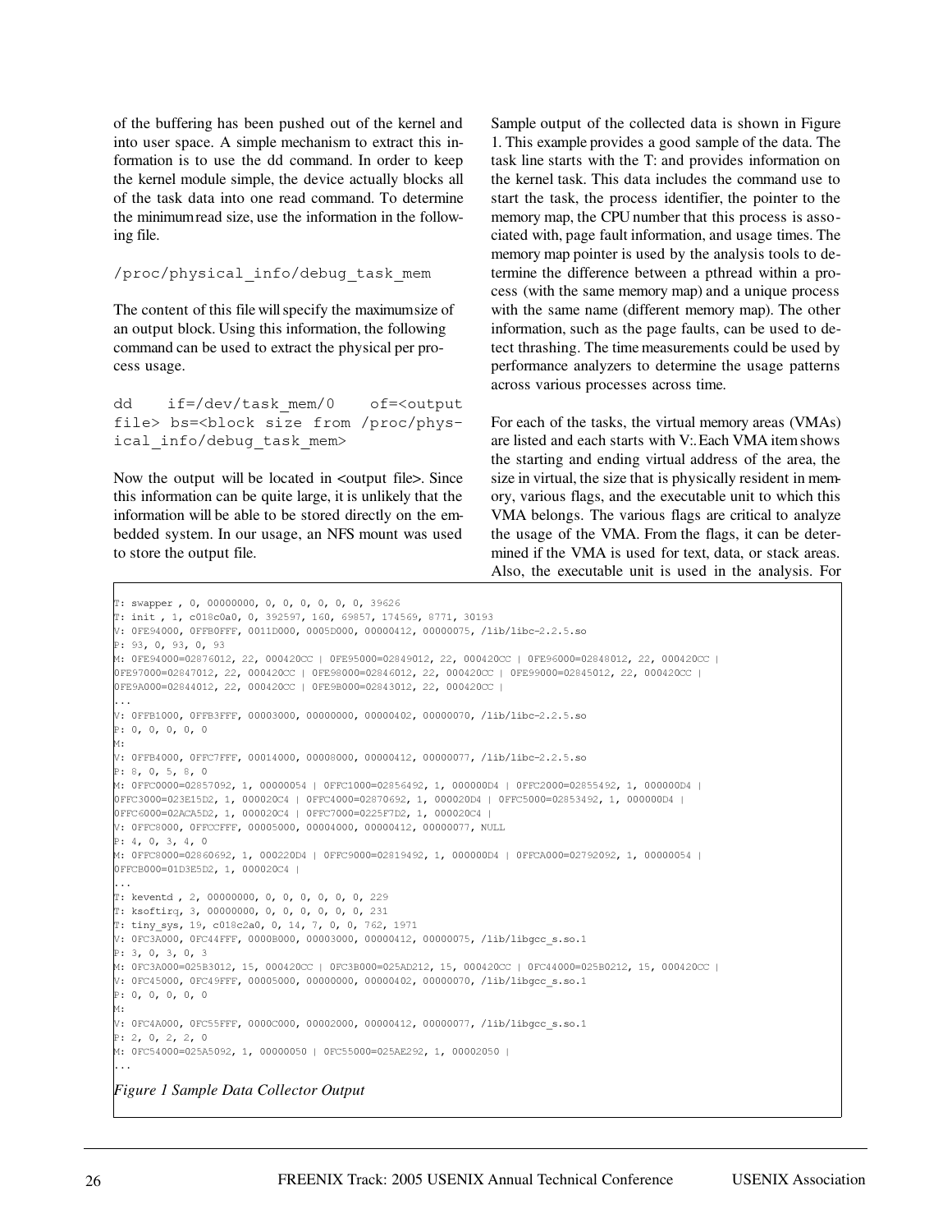of the buffering has been pushed out of the kernel and into user space. A simple mechanism to extract this information is to use the dd command. In order to keep the kernel module simple, the device actually blocks all of the task data into one read command. To determine the minimum read size, use the information in the following file.

```
/proc/physical_info/debug_task_mem
```

The content of this file will specify the maximum size of an output block. Using this information, the following command can be used to extract the physical per process usage.

```
dd    if=/dev/task_mem/0    of=<output file> bs=<block size from /proc/physical_info/debug_task_mem>
```

Now the output will be located in <output file>. Since this information can be quite large, it is unlikely that the information will be able to be stored directly on the embedded system. In our usage, an NFS mount was used to store the output file.

Sample output of the collected data is shown in Figure 1. This example provides a good sample of the data. The task line starts with the T: and provides information on the kernel task. This data includes the command use to start the task, the process identifier, the pointer to the memory map, the CPU number that this process is associated with, page fault information, and usage times. The memory map pointer is used by the analysis tools to determine the difference between a pthread within a process (with the same memory map) and a unique process with the same name (different memory map). The other information, such as the page faults, can be used to detect thrashing. The time measurements could be used by performance analyzers to determine the usage patterns across various processes across time.

For each of the tasks, the virtual memory areas (VMAs) are listed and each starts with V:. Each VMA item shows the starting and ending virtual address of the area, the size in virtual, the size that is physically resident in memory, various flags, and the executable unit to which this VMA belongs. The various flags are critical to analyze the usage of the VMA. From the flags, it can be determined if the VMA is used for text, data, or stack areas. Also, the executable unit is used in the analysis. For

```
T: swapper , 0, 00000000, 0, 0, 0, 0, 0, 0, 39626
T: init , 1, c018c0a0, 0, 392597, 160, 69857, 174569, 8771, 30193
V: 0FE94000, 0FFB0FFF, 0011D000, 0005D000, 00000412, 00000075, /lib/libc-2.2.5.so
P: 93, 0, 93, 0, 93
M: 0FE94000=02876012, 22, 000420CC | 0FE95000=02849012, 22, 000420CC | 0FE96000=02848012, 22, 000420CC |
0FE97000=02847012, 22, 000420CC | 0FE98000=02846012, 22, 000420CC | 0FE99000=02845012, 22, 000420CC |
0FE9A000=02844012, 22, 000420CC | 0FE9B000=02843012, 22, 000420CC |
...
V: 0FFB1000, 0FFB3FFF, 00003000, 00000000, 00000402, 00000070, /lib/libc-2.2.5.so
P: 0, 0, 0, 0, 0
M:
V: 0FFB4000, 0FFC7FFF, 00014000, 00008000, 00000412, 00000077, /lib/libc-2.2.5.so
P: 8, 0, 5, 8, 0
M: 0FFC0000=02857092, 1, 00000054 | 0FFC1000=02856492, 1, 000000D4 | 0FFC2000=02855492, 1, 000000D4 |
0FFC3000=023E15D2, 1, 000020C4 | 0FFC4000=02870692, 1, 000020D4 | 0FFC5000=02853492, 1, 000000D4 |
0FFC6000=02ACA5D2, 1, 000020C4 | 0FFC7000=0225F7D2, 1, 000020C4 |
V: 0FFC8000, 0FFCCFFF, 00005000, 00004000, 00000412, 00000077, NULL
P: 4, 0, 3, 4, 0
M: 0FFC8000=02860692, 1, 000220D4 | 0FFC9000=02819492, 1, 000000D4 | 0FFCA000=02792092, 1, 00000054 |
0FFCB000=01D3E5D2, 1, 000020C4 |
...
T: keventd , 2, 00000000, 0, 0, 0, 0, 0, 0, 229
T: ksoftirq, 3, 00000000, 0, 0, 0, 0, 0, 0, 231
T: tiny_sys, 19, c018c2a0, 0, 14, 7, 0, 0, 762, 1971
V: 0FC3A000, 0FC44FFF, 0000B000, 00003000, 00000412, 00000075, /lib/libgcc_s.so.1
P: 3, 0, 3, 0, 3
M: 0FC3A000=025B3012, 15, 000420CC | 0FC3B000=025AD212, 15, 000420CC | 0FC44000=025B0212, 15, 000420CC |
V: 0FC45000, 0FC49FFF, 00005000, 00000000, 00000402, 00000070, /lib/libgcc_s.so.1
P: 0, 0, 0, 0, 0
M:
V: 0FC4A000, 0FC55FFF, 0000C000, 00002000, 00000412, 00000077, /lib/libgcc_s.so.1
P: 2, 0, 2, 2, 0
M: 0FC54000=025A5092, 1, 00000050 | 0FC55000=025AE292, 1, 00002050 |
...
```

*Figure 1 Sample Data Collector Output*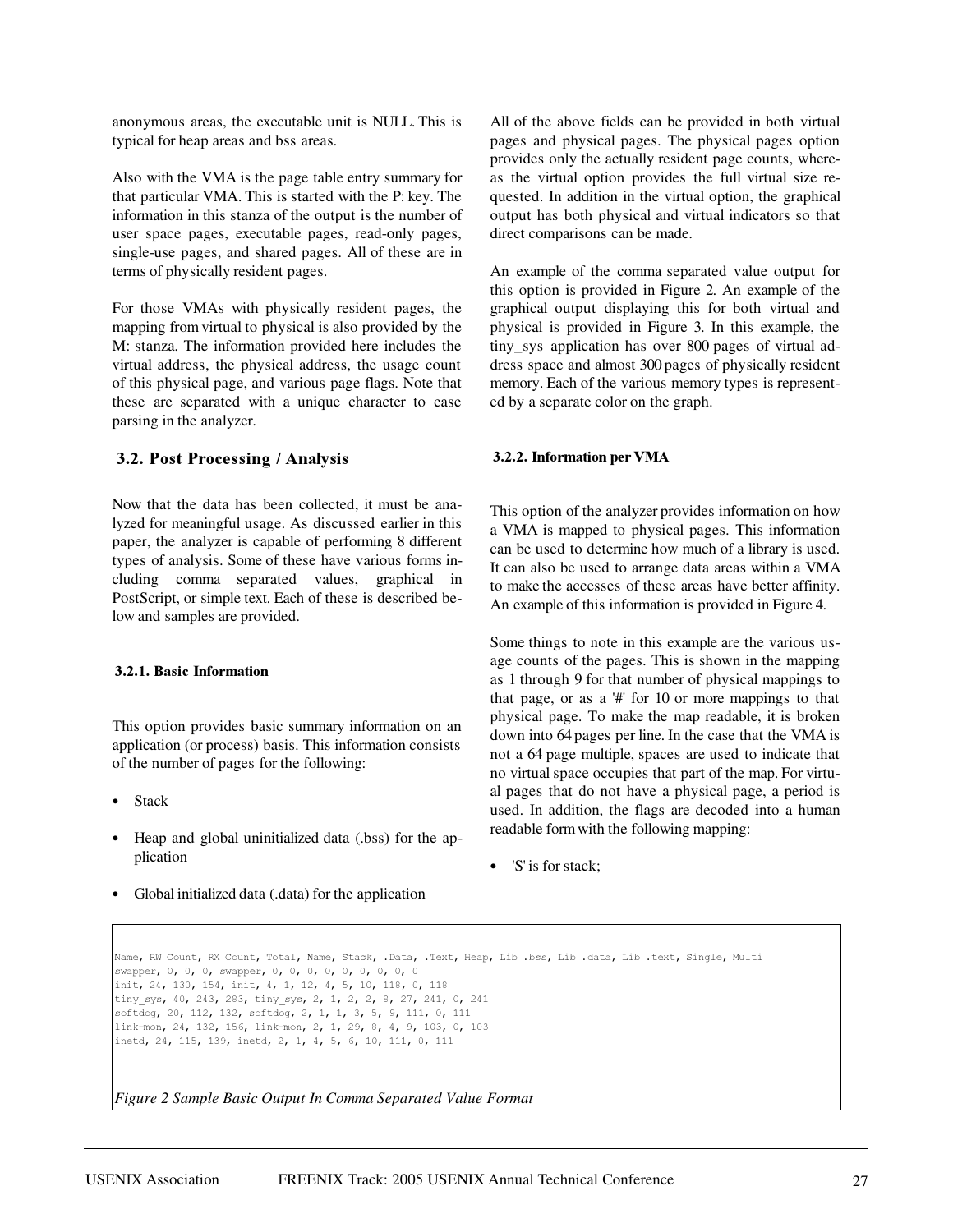anonymous areas, the executable unit is NULL. This is typical for heap areas and bss areas.

Also with the VMA is the page table entry summary for that particular VMA. This is started with the P: key. The information in this stanza of the output is the number of user space pages, executable pages, read-only pages, single-use pages, and shared pages. All of these are in terms of physically resident pages.

For those VMAs with physically resident pages, the mapping from virtual to physical is also provided by the M: stanza. The information provided here includes the virtual address, the physical address, the usage count of this physical page, and various page flags. Note that these are separated with a unique character to ease parsing in the analyzer.

## 3.2. Post Processing / Analysis

Now that the data has been collected, it must be analyzed for meaningful usage. As discussed earlier in this paper, the analyzer is capable of performing 8 different types of analysis. Some of these have various forms including comma separated values, graphical in PostScript, or simple text. Each of these is described below and samples are provided.

### 3.2.1. Basic Information

This option provides basic summary information on an application (or process) basis. This information consists of the number of pages for the following:

- Stack
- Heap and global uninitialized data (.bss) for the application
- Global initialized data (.data) for the application

All of the above fields can be provided in both virtual pages and physical pages. The physical pages option provides only the actually resident page counts, whereas the virtual option provides the full virtual size requested. In addition in the virtual option, the graphical output has both physical and virtual indicators so that direct comparisons can be made.

An example of the comma separated value output for this option is provided in Figure 2. An example of the graphical output displaying this for both virtual and physical is provided in Figure 3. In this example, the tiny_sys application has over 800 pages of virtual address space and almost 300 pages of physically resident memory. Each of the various memory types is represented by a separate color on the graph.

### 3.2.2. Information per VMA

This option of the analyzer provides information on how a VMA is mapped to physical pages. This information can be used to determine how much of a library is used. It can also be used to arrange data areas within a VMA to make the accesses of these areas have better affinity. An example of this information is provided in Figure 4.

Some things to note in this example are the various usage counts of the pages. This is shown in the mapping as 1 through 9 for that number of physical mappings to that page, or as a '#' for 10 or more mappings to that physical page. To make the map readable, it is broken down into 64 pages per line. In the case that the VMA is not a 64 page multiple, spaces are used to indicate that no virtual space occupies that part of the map. For virtual pages that do not have a physical page, a period is used. In addition, the flags are decoded into a human readable form with the following mapping:

- 'S' is for stack;

```
Name, RW Count, RX Count, Total, Name, Stack, .Data, .Text, Heap, Lib .bss, Lib .data, Lib .text, Single, Multi
swapper, 0, 0, 0, swapper, 0, 0, 0, 0, 0, 0, 0, 0, 0
init, 24, 130, 154, init, 4, 1, 12, 4, 5, 10, 118, 0, 118
tiny_sys, 40, 243, 283, tiny_sys, 2, 1, 2, 2, 8, 27, 241, 0, 241
softdog, 20, 112, 132, softdog, 2, 1, 1, 3, 5, 9, 111, 0, 111
link-mon, 24, 132, 156, link-mon, 2, 1, 29, 8, 4, 9, 103, 0, 103
inetd, 24, 115, 139, inetd, 2, 1, 4, 5, 6, 10, 111, 0, 111
```

*Figure 2 Sample Basic Output In Comma Separated Value Format*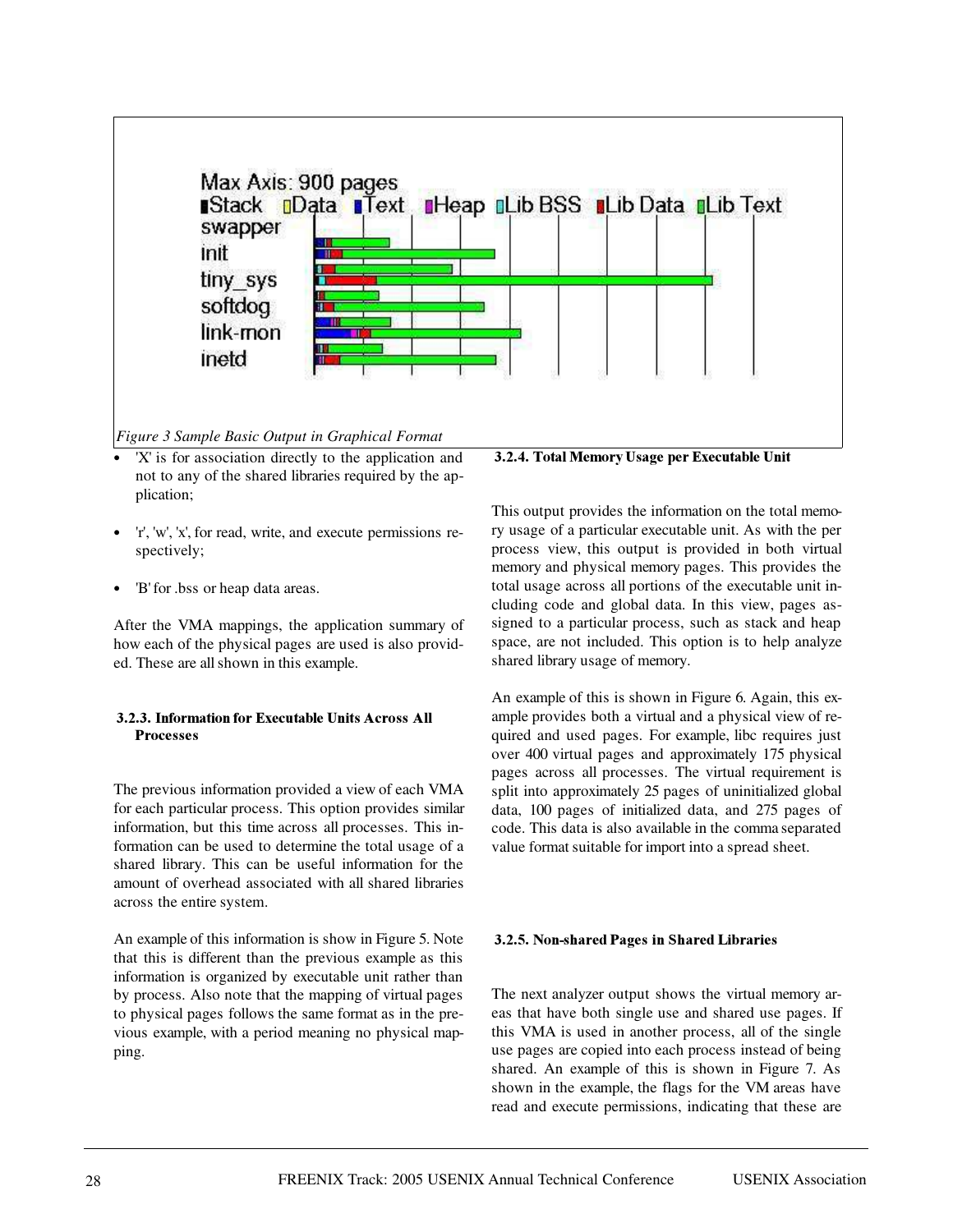Max Axis: 900 pages

Stack Data Text Heap Lib BSS Lib Data Lib Text

swapper
init
tiny_sys
softdog
link-mon
inetd

*Figure 3 Sample Basic Output in Graphical Format*

- 'X' is for association directly to the application and not to any of the shared libraries required by the application;
- 'r', 'w', 'x', for read, write, and execute permissions respectively;
- 'B' for .bss or heap data areas.

After the VMA mappings, the application summary of how each of the physical pages are used is also provided. These are all shown in this example.

### 3.2.3. Information for Executable Units Across All Processes

The previous information provided a view of each VMA for each particular process. This option provides similar information, but this time across all processes. This information can be used to determine the total usage of a shared library. This can be useful information for the amount of overhead associated with all shared libraries across the entire system.

An example of this information is show in Figure 5. Note that this is different than the previous example as this information is organized by executable unit rather than by process. Also note that the mapping of virtual pages to physical pages follows the same format as in the previous example, with a period meaning no physical mapping.

### 3.2.4. Total Memory Usage per Executable Unit

This output provides the information on the total memory usage of a particular executable unit. As with the per process view, this output is provided in both virtual memory and physical memory pages. This provides the total usage across all portions of the executable unit including code and global data. In this view, pages assigned to a particular process, such as stack and heap space, are not included. This option is to help analyze shared library usage of memory.

An example of this is shown in Figure 6. Again, this example provides both a virtual and a physical view of required and used pages. For example, libc requires just over 400 virtual pages and approximately 175 physical pages across all processes. The virtual requirement is split into approximately 25 pages of uninitialized global data, 100 pages of initialized data, and 275 pages of code. This data is also available in the comma separated value format suitable for import into a spread sheet.

### 3.2.5. Non-shared Pages in Shared Libraries

The next analyzer output shows the virtual memory areas that have both single use and shared use pages. If this VMA is used in another process, all of the single use pages are copied into each process instead of being shared. An example of this is shown in Figure 7. As shown in the example, the flags for the VM areas have read and execute permissions, indicating that these are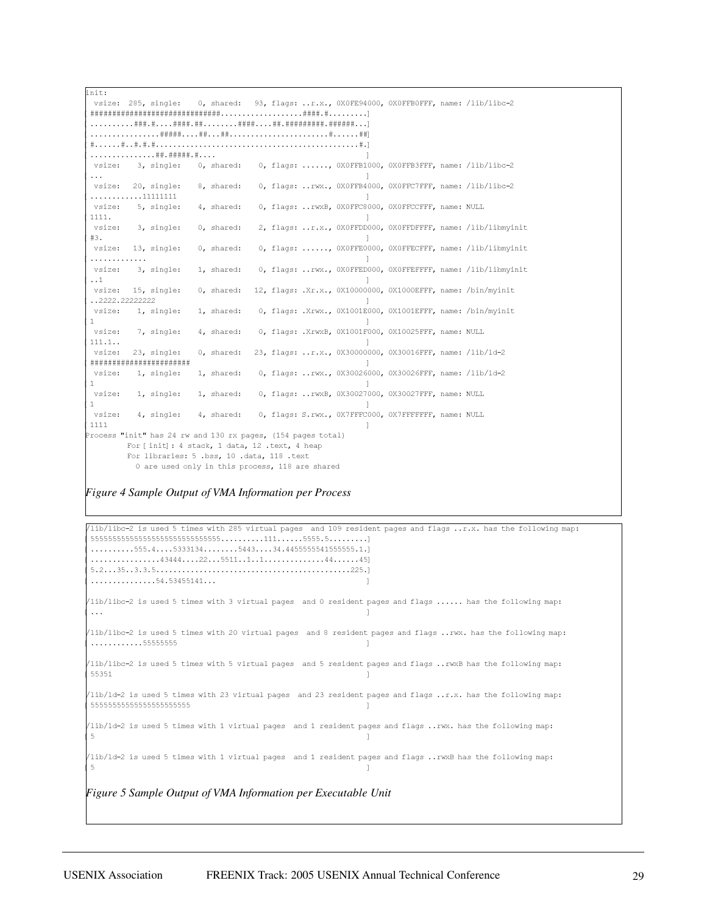```
init:
 vsize:  285, single:    0, shared:   93, flags: ..r.x., 0X0FE94000, 0X0FFB0FFF, name: /lib/libc-2
[ ##############################..................####.#.........]
[ ..........###.#....####.##........####....##.#########.######...]
[ ................#####....##...##.......................#......##]
[ #......#..#.#.#...............................................#.]
[ ...............##.#####.#....                                   ]
 vsize:    3, single:    0, shared:    0, flags: ......, 0X0FFB1000, 0X0FFB3FFF, name: /lib/libc-2
[ ...                                                             ]
 vsize:   20, single:    8, shared:    0, flags: ..rwx., 0X0FFB4000, 0X0FFC7FFF, name: /lib/libc-2
[ ............11111111                                            ]
 vsize:    5, single:    4, shared:    0, flags: ..rwxB, 0X0FFC8000, 0X0FFCCFFF, name: NULL
[ 1111.                                                           ]
 vsize:    3, single:    0, shared:    2, flags: ..r.x., 0X0FFDD000, 0X0FFDFFFF, name: /lib/libmyinit
[ #3.                                                             ]
 vsize:   13, single:    0, shared:    0, flags: ......, 0X0FFE0000, 0X0FFECFFF, name: /lib/libmyinit
[ .............                                                   ]
 vsize:    3, single:    1, shared:    0, flags: ..rwx., 0X0FFED000, 0X0FFEFFFF, name: /lib/libmyinit
[ ..1                                                             ]
 vsize:   15, single:    0, shared:   12, flags: .Xr.x., 0X10000000, 0X1000EFFF, name: /bin/myinit
[ ..2222.22222222                                                 ]
 vsize:    1, single:    1, shared:    0, flags: .Xrwx., 0X1001E000, 0X1001EFFF, name: /bin/myinit
[ 1                                                               ]
 vsize:    7, single:    4, shared:    0, flags: .XrwxB, 0X1001F000, 0X10025FFF, name: NULL
[ 111.1..                                                         ]
 vsize:   23, single:    0, shared:   23, flags: ..r.x., 0X30000000, 0X30016FFF, name: /lib/ld-2
[ #######################                                         ]
 vsize:    1, single:    1, shared:    0, flags: ..rwx., 0X30026000, 0X30026FFF, name: /lib/ld-2
[ 1                                                               ]
 vsize:    1, single:    1, shared:    0, flags: ..rwxB, 0X30027000, 0X30027FFF, name: NULL
[ 1                                                               ]
 vsize:    4, single:    4, shared:    0, flags: S.rwx., 0X7FFFC000, 0X7FFFFFFF, name: NULL
[ 1111                                                            ]
Process "init" has 24 rw and 130 rx pages, (154 pages total)
        For [init]: 4 stack, 1 data, 12 .text, 4 heap
        For libraries: 5 .bss, 10 .data, 118 .text
          0 are used only in this process, 118 are shared
```

*Figure 4 Sample Output of VMA Information per Process*

```
/lib/libc-2 is used 5 times with 285 virtual pages  and 109 resident pages and flags ..r.x. has the following map:
[ 555555555555555555555555555555..........111......5555.5.........]
[ ..........555.4....5333134........5443....34.4455555541555555.1.]
[ ................43444....22...5511..1..1..............44......45]
[ 5.2...35..3.3.5.............................................225.]
[ ...............54.53455141...                                   ]

/lib/libc-2 is used 5 times with 3 virtual pages  and 0 resident pages and flags ...... has the following map:
[ ...                                                             ]

/lib/libc-2 is used 5 times with 20 virtual pages  and 8 resident pages and flags ..rwx. has the following map:
[ ............55555555                                            ]

/lib/libc-2 is used 5 times with 5 virtual pages  and 5 resident pages and flags ..rwxB has the following map:
[ 55351                                                           ]

/lib/ld-2 is used 5 times with 23 virtual pages  and 23 resident pages and flags ..r.x. has the following map:
[ 55555555555555555555555                                         ]

/lib/ld-2 is used 5 times with 1 virtual pages  and 1 resident pages and flags ..rwx. has the following map:
[ 5                                                               ]

/lib/ld-2 is used 5 times with 1 virtual pages  and 1 resident pages and flags ..rwxB has the following map:
[ 5                                                               ]
```

*Figure 5 Sample Output of VMA Information per Executable Unit*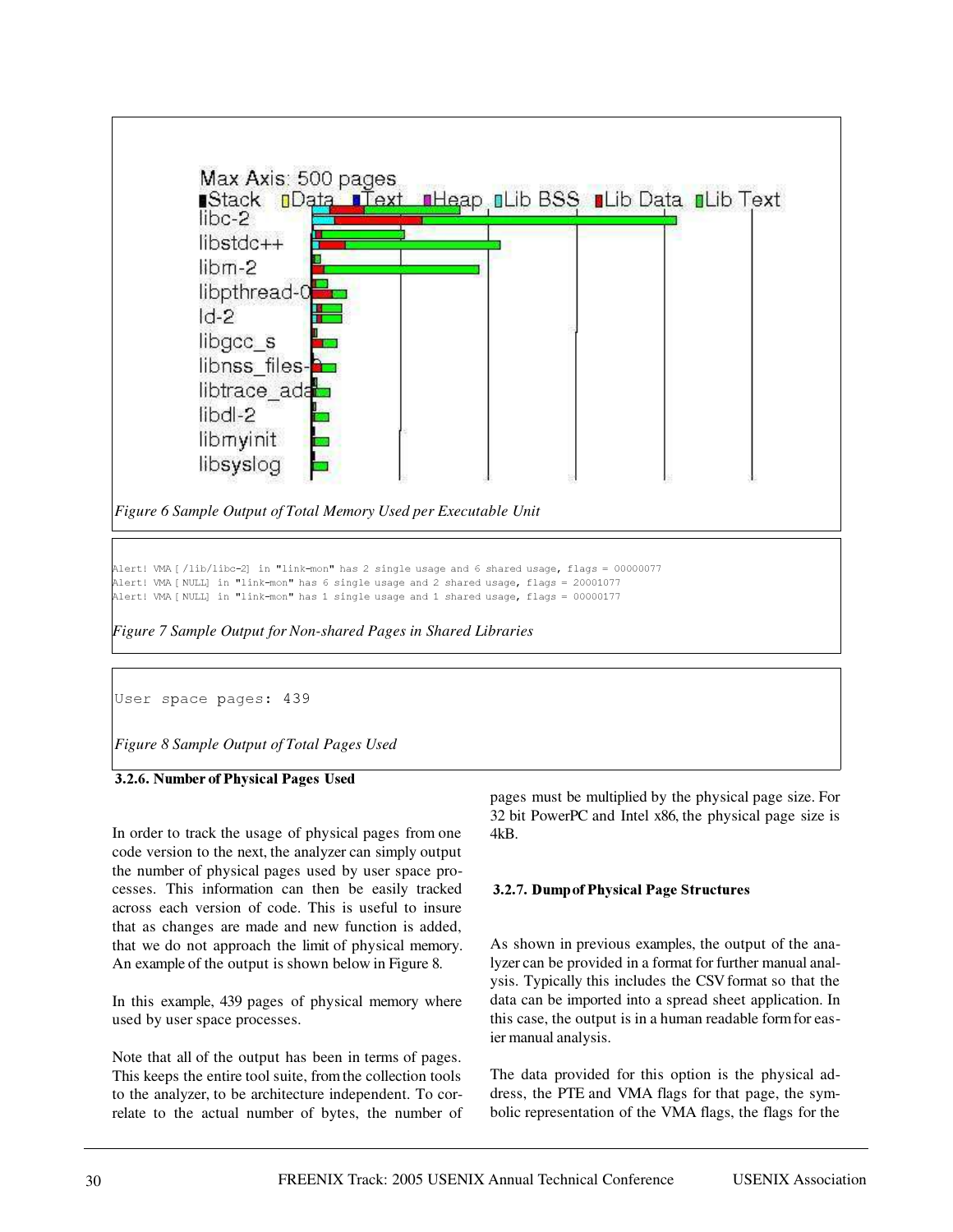Figure 6 Sample Output of Total Memory Used per Executable Unit

```
Alert! VMA [/lib/libc-2] in "link-mon" has 2 single usage and 6 shared usage, flags = 00000077
Alert! VMA [NULL] in "link-mon" has 6 single usage and 2 shared usage, flags = 20001077
Alert! VMA [NULL] in "link-mon" has 1 single usage and 1 shared usage, flags = 00000177
```

*Figure 7 Sample Output for Non-shared Pages in Shared Libraries*

```
User space pages: 439
```

*Figure 8 Sample Output of Total Pages Used*

#### 3.2.6. Number of Physical Pages Used

In order to track the usage of physical pages from one code version to the next, the analyzer can simply output the number of physical pages used by user space processes. This information can then be easily tracked across each version of code. This is useful to insure that as changes are made and new function is added, that we do not approach the limit of physical memory. An example of the output is shown below in Figure 8.

In this example, 439 pages of physical memory where used by user space processes.

Note that all of the output has been in terms of pages. This keeps the entire tool suite, from the collection tools to the analyzer, to be architecture independent. To correlate to the actual number of bytes, the number of pages must be multiplied by the physical page size. For 32 bit PowerPC and Intel x86, the physical page size is 4kB.

#### 3.2.7. Dump of Physical Page Structures

As shown in previous examples, the output of the analyzer can be provided in a format for further manual analysis. Typically this includes the CSV format so that the data can be imported into a spread sheet application. In this case, the output is in a human readable form for easier manual analysis.

The data provided for this option is the physical address, the PTE and VMA flags for that page, the symbolic representation of the VMA flags, the flags for the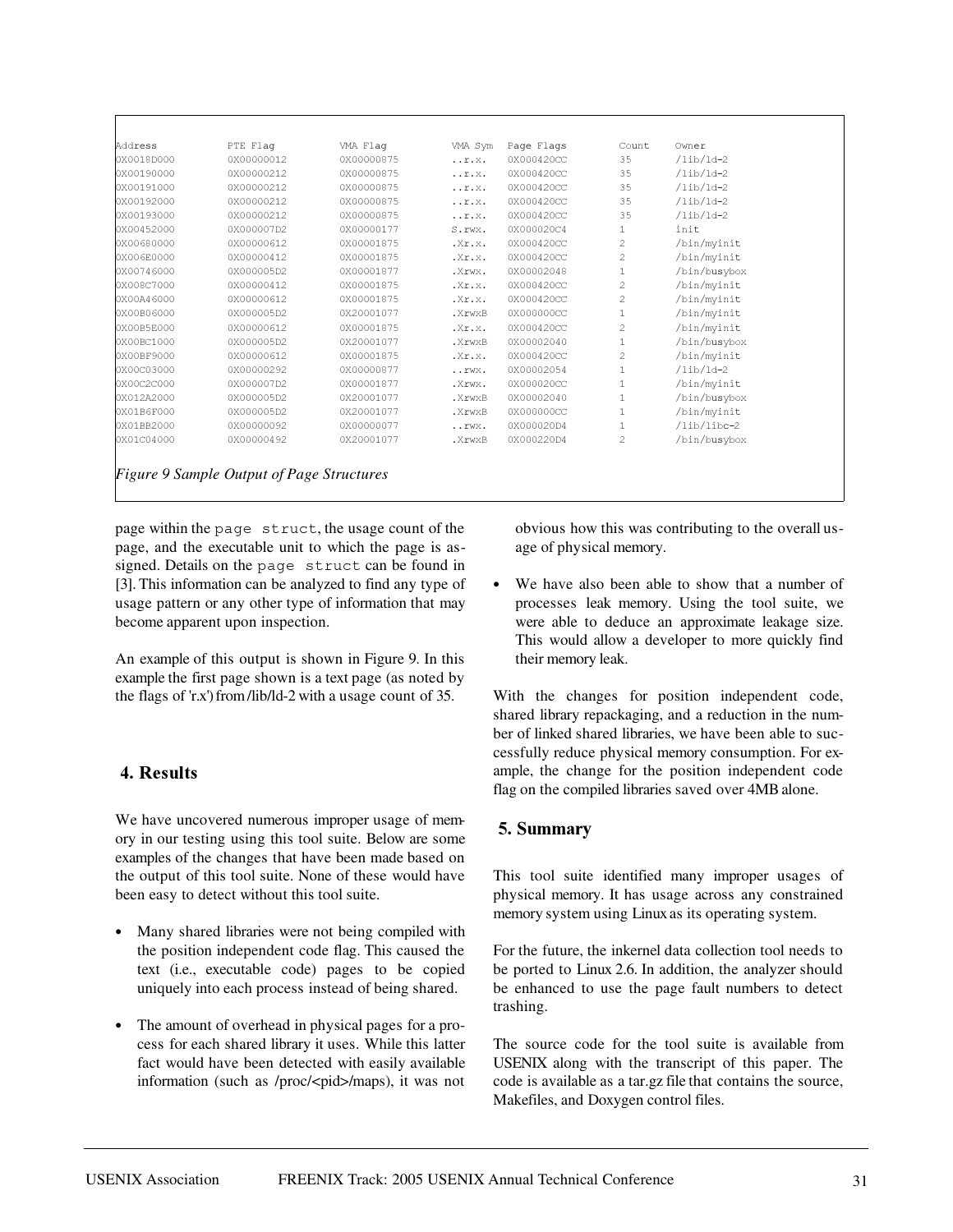| Address | PTE Flag | VMA Flag | VMA Sym | Page Flags | Count | Owner |
|---|---|---|---|---|---|---|
| 0X0018D000 | 0X00000012 | 0X00000875 | ..r.x. | 0X000420CC | 35 | /lib/ld-2 |
| 0X00190000 | 0X00000212 | 0X00000875 | ..r.x. | 0X000420CC | 35 | /lib/ld-2 |
| 0X00191000 | 0X00000212 | 0X00000875 | ..r.x. | 0X000420CC | 35 | /lib/ld-2 |
| 0X00192000 | 0X00000212 | 0X00000875 | ..r.x. | 0X000420CC | 35 | /lib/ld-2 |
| 0X00193000 | 0X00000212 | 0X00000875 | ..r.x. | 0X000420CC | 35 | /lib/ld-2 |
| 0X00452000 | 0X000007D2 | 0X00000177 | S.rwx. | 0X000020C4 | 1 | init |
| 0X00680000 | 0X00000612 | 0X00001875 | .Xr.x. | 0X000420CC | 2 | /bin/myinit |
| 0X006E0000 | 0X00000412 | 0X00001875 | .Xr.x. | 0X000420CC | 2 | /bin/myinit |
| 0X00746000 | 0X000005D2 | 0X00001877 | .Xrwx. | 0X00002048 | 1 | /bin/busybox |
| 0X008C7000 | 0X00000412 | 0X00001875 | .Xr.x. | 0X000420CC | 2 | /bin/myinit |
| 0X00A46000 | 0X00000612 | 0X00001875 | .Xr.x. | 0X000420CC | 2 | /bin/myinit |
| 0X00B06000 | 0X000005D2 | 0X20001077 | .XrwxB | 0X000000CC | 1 | /bin/myinit |
| 0X00B5E000 | 0X00000612 | 0X00001875 | .Xr.x. | 0X000420CC | 2 | /bin/myinit |
| 0X00BC1000 | 0X000005D2 | 0X20001077 | .XrwxB | 0X00002040 | 1 | /bin/busybox |
| 0X00BF9000 | 0X00000612 | 0X00001875 | .Xr.x. | 0X000420CC | 2 | /bin/myinit |
| 0X00C03000 | 0X00000292 | 0X00000877 | ..rwx. | 0X00002054 | 1 | /lib/ld-2 |
| 0X00C2C000 | 0X000007D2 | 0X00001877 | .Xrwx. | 0X000020CC | 1 | /bin/myinit |
| 0X012A2000 | 0X000005D2 | 0X20001077 | .XrwxB | 0X00002040 | 1 | /bin/busybox |
| 0X01B6F000 | 0X000005D2 | 0X20001077 | .XrwxB | 0X000000CC | 1 | /bin/myinit |
| 0X01BB2000 | 0X00000092 | 0X00000077 | ..rwx. | 0X000020D4 | 1 | /lib/libc-2 |
| 0X01C04000 | 0X00000492 | 0X20001077 | .XrwxB | 0X000220D4 | 2 | /bin/busybox |

*Figure 9 Sample Output of Page Structures*

page within the `page struct`, the usage count of the page, and the executable unit to which the page is assigned. Details on the `page struct` can be found in [3]. This information can be analyzed to find any type of usage pattern or any other type of information that may become apparent upon inspection.

An example of this output is shown in Figure 9. In this example the first page shown is a text page (as noted by the flags of 'r.x') from /lib/ld-2 with a usage count of 35.

## 4. Results

We have uncovered numerous improper usage of memory in our testing using this tool suite. Below are some examples of the changes that have been made based on the output of this tool suite. None of these would have been easy to detect without this tool suite.

- Many shared libraries were not being compiled with the position independent code flag. This caused the text (i.e., executable code) pages to be copied uniquely into each process instead of being shared.
- The amount of overhead in physical pages for a process for each shared library it uses. While this latter fact would have been detected with easily available information (such as /proc/<pid>/maps), it was not obvious how this was contributing to the overall usage of physical memory.
- We have also been able to show that a number of processes leak memory. Using the tool suite, we were able to deduce an approximate leakage size. This would allow a developer to more quickly find their memory leak.

With the changes for position independent code, shared library repackaging, and a reduction in the number of linked shared libraries, we have been able to successfully reduce physical memory consumption. For example, the change for the position independent code flag on the compiled libraries saved over 4MB alone.

## 5. Summary

This tool suite identified many improper usages of physical memory. It has usage across any constrained memory system using Linux as its operating system.

For the future, the inkernel data collection tool needs to be ported to Linux 2.6. In addition, the analyzer should be enhanced to use the page fault numbers to detect trashing.

The source code for the tool suite is available from USENIX along with the transcript of this paper. The code is available as a tar.gz file that contains the source, Makefiles, and Doxygen control files.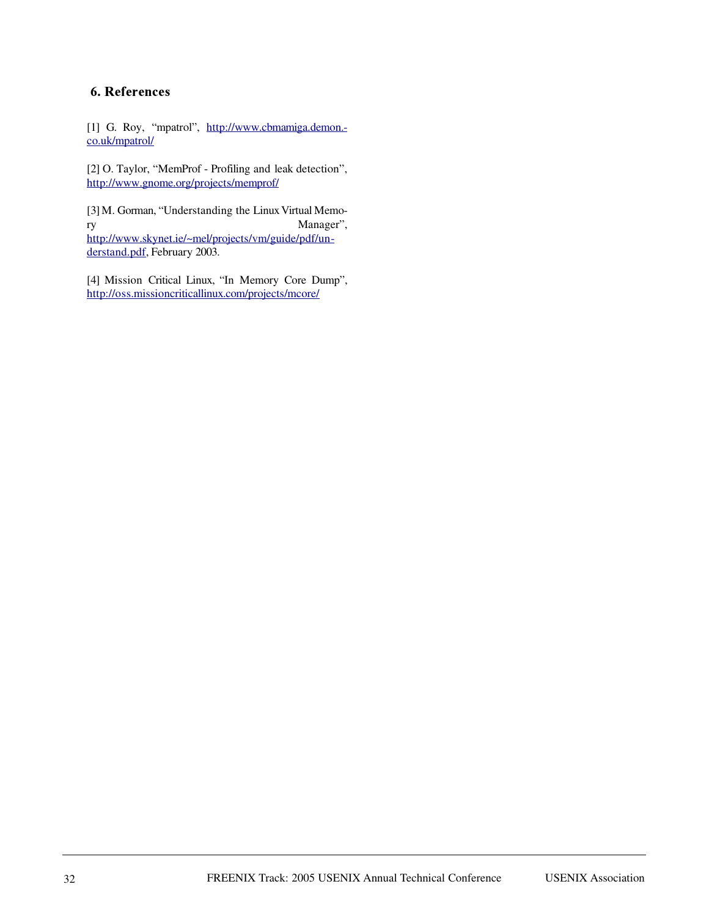## 6. References

[1] G. Roy, "mpatrol", http://www.cbmamiga.demon.co.uk/mpatrol/

[2] O. Taylor, "MemProf - Profiling and leak detection", http://www.gnome.org/projects/memprof/

[3] M. Gorman, "Understanding the Linux Virtual Memory Manager", http://www.skynet.ie/~mel/projects/vm/guide/pdf/understand.pdf, February 2003.

[4] Mission Critical Linux, "In Memory Core Dump", http://oss.missioncriticallinux.com/projects/mcore/